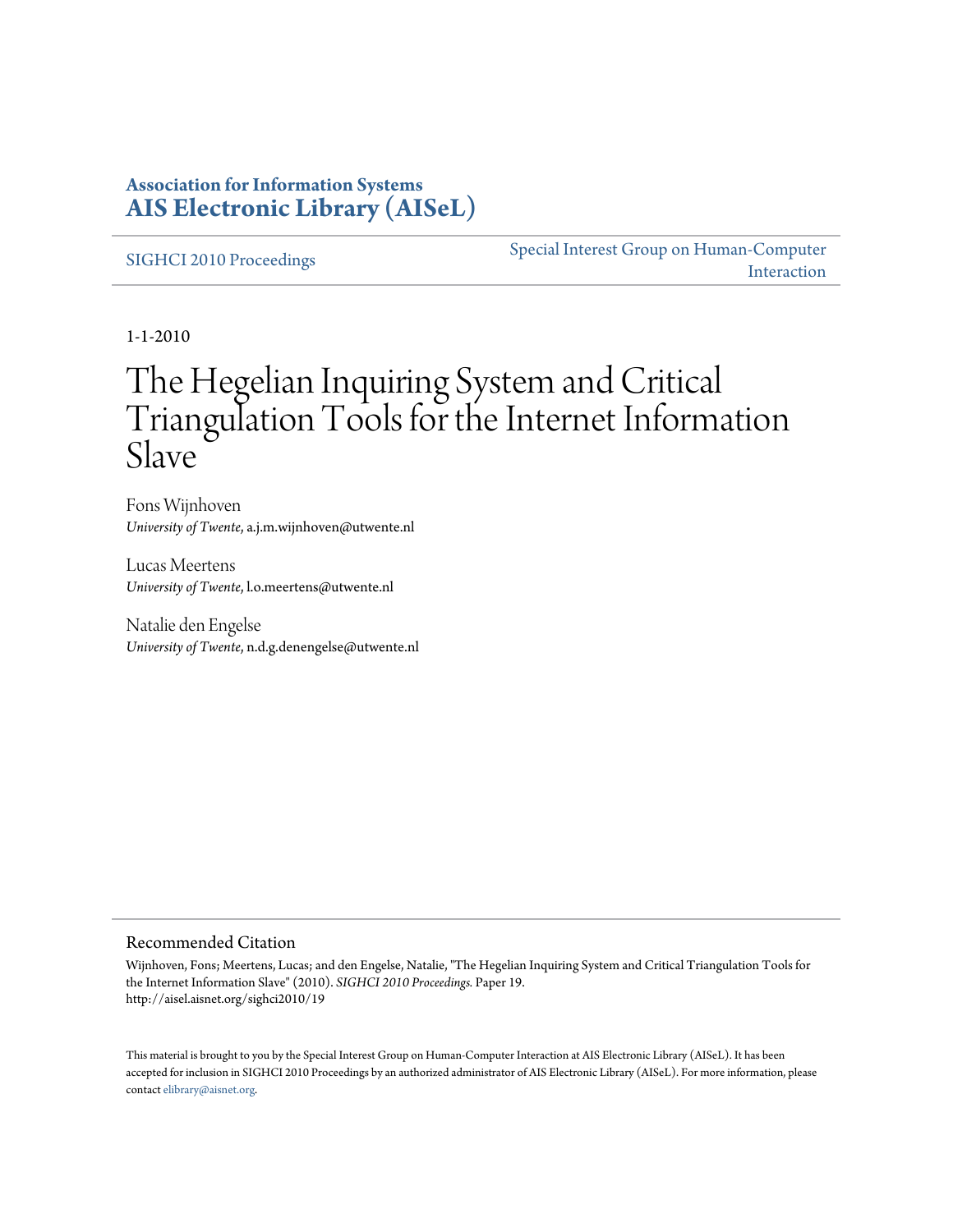**Association for Information Systems**
**AIS Electronic Library (AISeL)**

SIGHCI 2010 Proceedings

Special Interest Group on Human-Computer Interaction

1-1-2010

# The Hegelian Inquiring System and Critical Triangulation Tools for the Internet Information Slave

Fons Wijnhoven
*University of Twente*, a.j.m.wijnhoven@utwente.nl

Lucas Meertens
*University of Twente*, l.o.meertens@utwente.nl

Natalie den Engelse
*University of Twente*, n.d.g.denengelse@utwente.nl

## Recommended Citation

Wijnhoven, Fons; Meertens, Lucas; and den Engelse, Natalie, "The Hegelian Inquiring System and Critical Triangulation Tools for the Internet Information Slave" (2010). *SIGHCI 2010 Proceedings.* Paper 19.
http://aisel.aisnet.org/sighci2010/19

This material is brought to you by the Special Interest Group on Human-Computer Interaction at AIS Electronic Library (AISeL). It has been accepted for inclusion in SIGHCI 2010 Proceedings by an authorized administrator of AIS Electronic Library (AISeL). For more information, please contact elibrary@aisnet.org.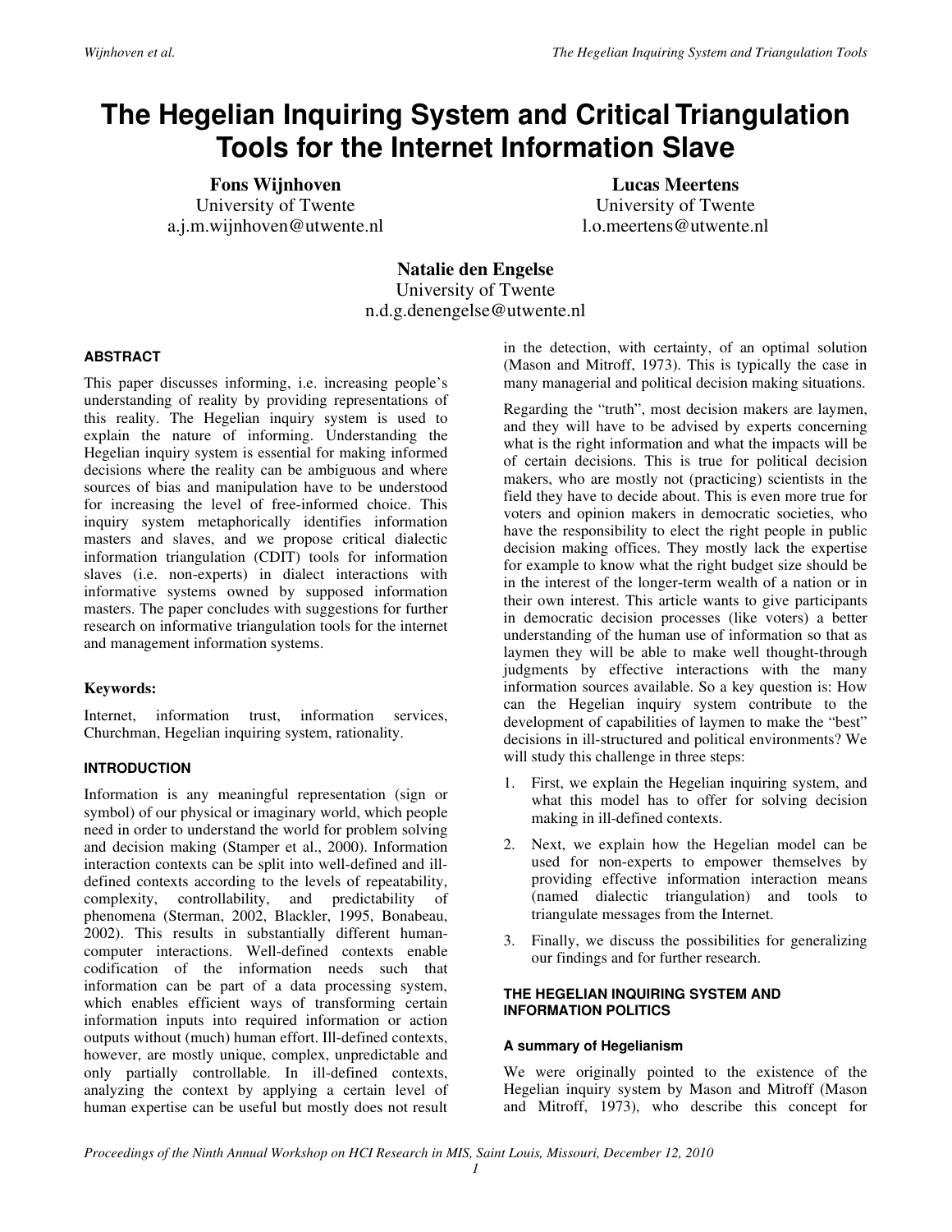# The Hegelian Inquiring System and Critical Triangulation Tools for the Internet Information Slave

**Fons Wijnhoven**
University of Twente
a.j.m.wijnhoven@utwente.nl

**Lucas Meertens**
University of Twente
l.o.meertens@utwente.nl

**Natalie den Engelse**
University of Twente
n.d.g.denengelse@utwente.nl

### ABSTRACT

This paper discusses informing, i.e. increasing people's understanding of reality by providing representations of this reality. The Hegelian inquiry system is used to explain the nature of informing. Understanding the Hegelian inquiry system is essential for making informed decisions where the reality can be ambiguous and where sources of bias and manipulation have to be understood for increasing the level of free-informed choice. This inquiry system metaphorically identifies information masters and slaves, and we propose critical dialectic information triangulation (CDIT) tools for information slaves (i.e. non-experts) in dialect interactions with informative systems owned by supposed information masters. The paper concludes with suggestions for further research on informative triangulation tools for the internet and management information systems.

**Keywords:**

Internet, information trust, information services, Churchman, Hegelian inquiring system, rationality.

### INTRODUCTION

Information is any meaningful representation (sign or symbol) of our physical or imaginary world, which people need in order to understand the world for problem solving and decision making (Stamper et al., 2000). Information interaction contexts can be split into well-defined and ill-defined contexts according to the levels of repeatability, complexity, controllability, and predictability of phenomena (Sterman, 2002, Blackler, 1995, Bonabeau, 2002). This results in substantially different human-computer interactions. Well-defined contexts enable codification of the information needs such that information can be part of a data processing system, which enables efficient ways of transforming certain information inputs into required information or action outputs without (much) human effort. Ill-defined contexts, however, are mostly unique, complex, unpredictable and only partially controllable. In ill-defined contexts, analyzing the context by applying a certain level of human expertise can be useful but mostly does not result in the detection, with certainty, of an optimal solution (Mason and Mitroff, 1973). This is typically the case in many managerial and political decision making situations.

Regarding the "truth", most decision makers are laymen, and they will have to be advised by experts concerning what is the right information and what the impacts will be of certain decisions. This is true for political decision makers, who are mostly not (practicing) scientists in the field they have to decide about. This is even more true for voters and opinion makers in democratic societies, who have the responsibility to elect the right people in public decision making offices. They mostly lack the expertise for example to know what the right budget size should be in the interest of the longer-term wealth of a nation or in their own interest. This article wants to give participants in democratic decision processes (like voters) a better understanding of the human use of information so that as laymen they will be able to make well thought-through judgments by effective interactions with the many information sources available. So a key question is: How can the Hegelian inquiry system contribute to the development of capabilities of laymen to make the "best" decisions in ill-structured and political environments? We will study this challenge in three steps:

1. First, we explain the Hegelian inquiring system, and what this model has to offer for solving decision making in ill-defined contexts.
2. Next, we explain how the Hegelian model can be used for non-experts to empower themselves by providing effective information interaction means (named dialectic triangulation) and tools to triangulate messages from the Internet.
3. Finally, we discuss the possibilities for generalizing our findings and for further research.

### THE HEGELIAN INQUIRING SYSTEM AND INFORMATION POLITICS

#### A summary of Hegelianism

We were originally pointed to the existence of the Hegelian inquiry system by Mason and Mitroff (Mason and Mitroff, 1973), who describe this concept for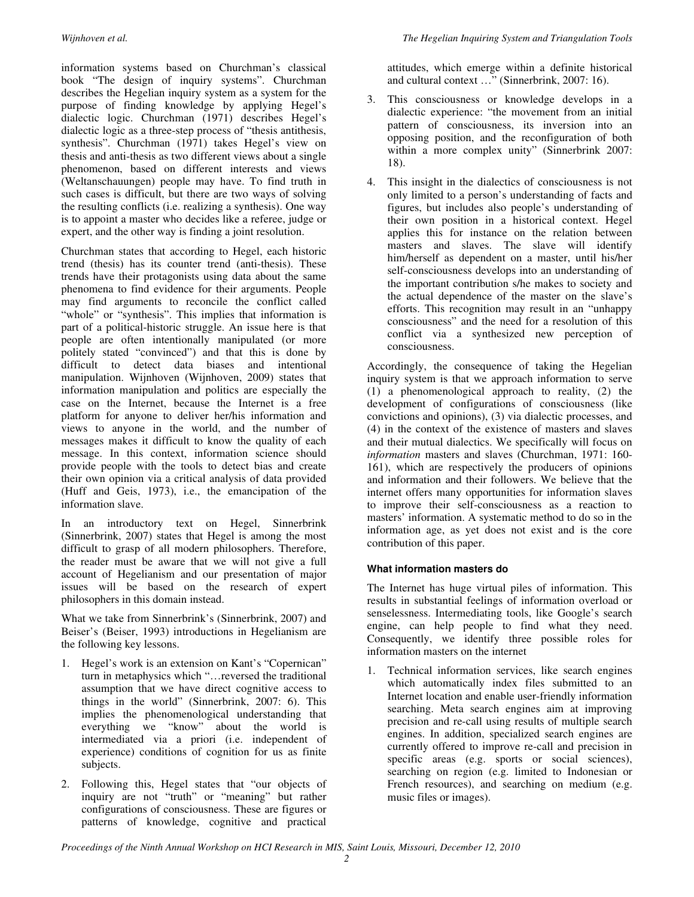information systems based on Churchman's classical book "The design of inquiry systems". Churchman describes the Hegelian inquiry system as a system for the purpose of finding knowledge by applying Hegel's dialectic logic. Churchman (1971) describes Hegel's dialectic logic as a three-step process of "thesis antithesis, synthesis". Churchman (1971) takes Hegel's view on thesis and anti-thesis as two different views about a single phenomenon, based on different interests and views (Weltanschauungen) people may have. To find truth in such cases is difficult, but there are two ways of solving the resulting conflicts (i.e. realizing a synthesis). One way is to appoint a master who decides like a referee, judge or expert, and the other way is finding a joint resolution.

Churchman states that according to Hegel, each historic trend (thesis) has its counter trend (anti-thesis). These trends have their protagonists using data about the same phenomena to find evidence for their arguments. People may find arguments to reconcile the conflict called "whole" or "synthesis". This implies that information is part of a political-historic struggle. An issue here is that people are often intentionally manipulated (or more politely stated "convinced") and that this is done by difficult to detect data biases and intentional manipulation. Wijnhoven (Wijnhoven, 2009) states that information manipulation and politics are especially the case on the Internet, because the Internet is a free platform for anyone to deliver her/his information and views to anyone in the world, and the number of messages makes it difficult to know the quality of each message. In this context, information science should provide people with the tools to detect bias and create their own opinion via a critical analysis of data provided (Huff and Geis, 1973), i.e., the emancipation of the information slave.

In an introductory text on Hegel, Sinnerbrink (Sinnerbrink, 2007) states that Hegel is among the most difficult to grasp of all modern philosophers. Therefore, the reader must be aware that we will not give a full account of Hegelianism and our presentation of major issues will be based on the research of expert philosophers in this domain instead.

What we take from Sinnerbrink's (Sinnerbrink, 2007) and Beiser's (Beiser, 1993) introductions in Hegelianism are the following key lessons.

1. Hegel's work is an extension on Kant's "Copernican" turn in metaphysics which "…reversed the traditional assumption that we have direct cognitive access to things in the world" (Sinnerbrink, 2007: 6). This implies the phenomenological understanding that everything we "know" about the world is intermediated via a priori (i.e. independent of experience) conditions of cognition for us as finite subjects.
2. Following this, Hegel states that "our objects of inquiry are not "truth" or "meaning" but rather configurations of consciousness. These are figures or patterns of knowledge, cognitive and practical attitudes, which emerge within a definite historical and cultural context …" (Sinnerbrink, 2007: 16).
3. This consciousness or knowledge develops in a dialectic experience: "the movement from an initial pattern of consciousness, its inversion into an opposing position, and the reconfiguration of both within a more complex unity" (Sinnerbrink 2007: 18).
4. This insight in the dialectics of consciousness is not only limited to a person's understanding of facts and figures, but includes also people's understanding of their own position in a historical context. Hegel applies this for instance on the relation between masters and slaves. The slave will identify him/herself as dependent on a master, until his/her self-consciousness develops into an understanding of the important contribution s/he makes to society and the actual dependence of the master on the slave's efforts. This recognition may result in an "unhappy consciousness" and the need for a resolution of this conflict via a synthesized new perception of consciousness.

Accordingly, the consequence of taking the Hegelian inquiry system is that we approach information to serve (1) a phenomenological approach to reality, (2) the development of configurations of consciousness (like convictions and opinions), (3) via dialectic processes, and (4) in the context of the existence of masters and slaves and their mutual dialectics. We specifically will focus on *information* masters and slaves (Churchman, 1971: 160-161), which are respectively the producers of opinions and information and their followers. We believe that the internet offers many opportunities for information slaves to improve their self-consciousness as a reaction to masters' information. A systematic method to do so in the information age, as yet does not exist and is the core contribution of this paper.

**What information masters do**

The Internet has huge virtual piles of information. This results in substantial feelings of information overload or senselessness. Intermediating tools, like Google's search engine, can help people to find what they need. Consequently, we identify three possible roles for information masters on the internet

1. Technical information services, like search engines which automatically index files submitted to an Internet location and enable user-friendly information searching. Meta search engines aim at improving precision and re-call using results of multiple search engines. In addition, specialized search engines are currently offered to improve re-call and precision in specific areas (e.g. sports or social sciences), searching on region (e.g. limited to Indonesian or French resources), and searching on medium (e.g. music files or images).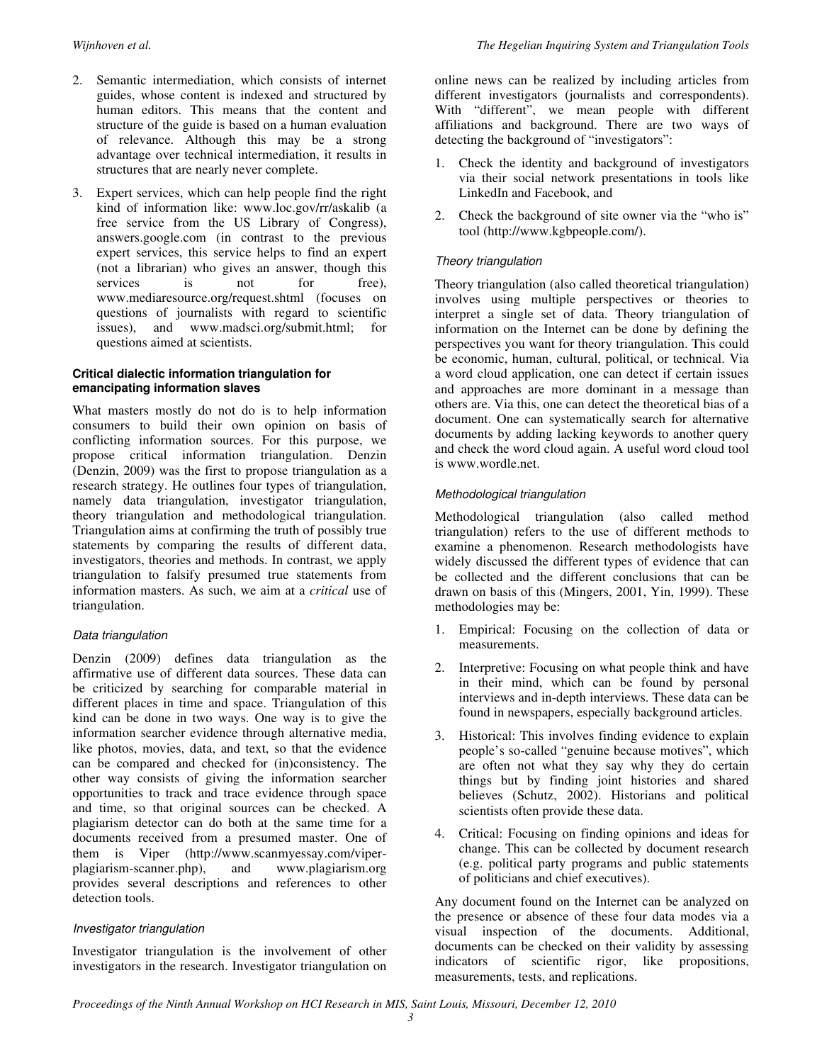2. Semantic intermediation, which consists of internet guides, whose content is indexed and structured by human editors. This means that the content and structure of the guide is based on a human evaluation of relevance. Although this may be a strong advantage over technical intermediation, it results in structures that are nearly never complete.

3. Expert services, which can help people find the right kind of information like: www.loc.gov/rr/askalib (a free service from the US Library of Congress), answers.google.com (in contrast to the previous expert services, this service helps to find an expert (not a librarian) who gives an answer, though this services is not for free), www.mediaresource.org/request.shtml (focuses on questions of journalists with regard to scientific issues), and www.madsci.org/submit.html; for questions aimed at scientists.

#### Critical dialectic information triangulation for emancipating information slaves

What masters mostly do not do is to help information consumers to build their own opinion on basis of conflicting information sources. For this purpose, we propose critical information triangulation. Denzin (Denzin, 2009) was the first to propose triangulation as a research strategy. He outlines four types of triangulation, namely data triangulation, investigator triangulation, theory triangulation and methodological triangulation. Triangulation aims at confirming the truth of possibly true statements by comparing the results of different data, investigators, theories and methods. In contrast, we apply triangulation to falsify presumed true statements from information masters. As such, we aim at a *critical* use of triangulation.

##### *Data triangulation*

Denzin (2009) defines data triangulation as the affirmative use of different data sources. These data can be criticized by searching for comparable material in different places in time and space. Triangulation of this kind can be done in two ways. One way is to give the information searcher evidence through alternative media, like photos, movies, data, and text, so that the evidence can be compared and checked for (in)consistency. The other way consists of giving the information searcher opportunities to track and trace evidence through space and time, so that original sources can be checked. A plagiarism detector can do both at the same time for a documents received from a presumed master. One of them is Viper (http://www.scanmyessay.com/viper-plagiarism-scanner.php), and www.plagiarism.org provides several descriptions and references to other detection tools.

##### *Investigator triangulation*

Investigator triangulation is the involvement of other investigators in the research. Investigator triangulation on online news can be realized by including articles from different investigators (journalists and correspondents). With "different", we mean people with different affiliations and background. There are two ways of detecting the background of "investigators":

1. Check the identity and background of investigators via their social network presentations in tools like LinkedIn and Facebook, and

2. Check the background of site owner via the "who is" tool (http://www.kgbpeople.com/).

##### *Theory triangulation*

Theory triangulation (also called theoretical triangulation) involves using multiple perspectives or theories to interpret a single set of data. Theory triangulation of information on the Internet can be done by defining the perspectives you want for theory triangulation. This could be economic, human, cultural, political, or technical. Via a word cloud application, one can detect if certain issues and approaches are more dominant in a message than others are. Via this, one can detect the theoretical bias of a document. One can systematically search for alternative documents by adding lacking keywords to another query and check the word cloud again. A useful word cloud tool is www.wordle.net.

##### *Methodological triangulation*

Methodological triangulation (also called method triangulation) refers to the use of different methods to examine a phenomenon. Research methodologists have widely discussed the different types of evidence that can be collected and the different conclusions that can be drawn on basis of this (Mingers, 2001, Yin, 1999). These methodologies may be:

1. Empirical: Focusing on the collection of data or measurements.

2. Interpretive: Focusing on what people think and have in their mind, which can be found by personal interviews and in-depth interviews. These data can be found in newspapers, especially background articles.

3. Historical: This involves finding evidence to explain people's so-called "genuine because motives", which are often not what they say why they do certain things but by finding joint histories and shared believes (Schutz, 2002). Historians and political scientists often provide these data.

4. Critical: Focusing on finding opinions and ideas for change. This can be collected by document research (e.g. political party programs and public statements of politicians and chief executives).

Any document found on the Internet can be analyzed on the presence or absence of these four data modes via a visual inspection of the documents. Additional, documents can be checked on their validity by assessing indicators of scientific rigor, like propositions, measurements, tests, and replications.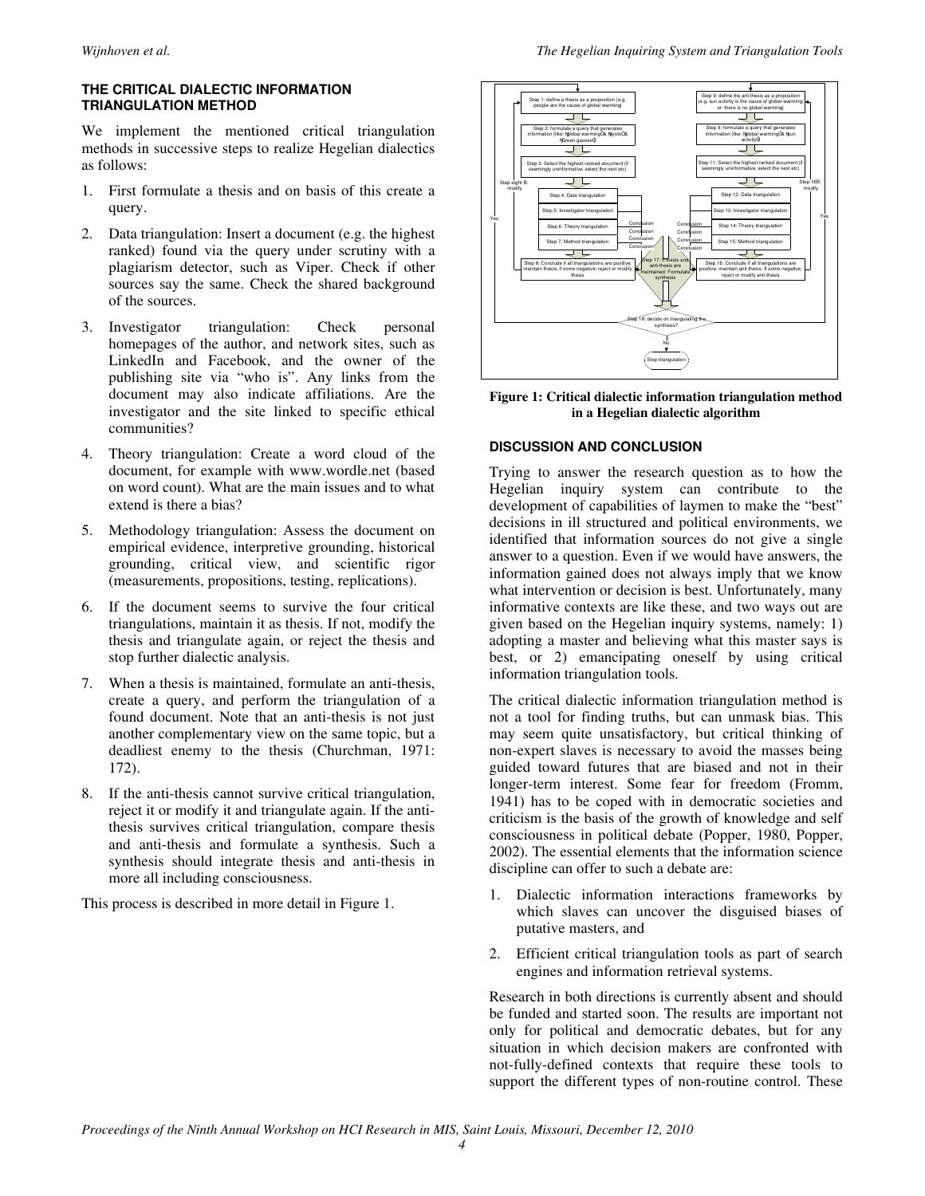### THE CRITICAL DIALECTIC INFORMATION TRIANGULATION METHOD

We implement the mentioned critical triangulation methods in successive steps to realize Hegelian dialectics as follows:

1. First formulate a thesis and on basis of this create a query.
2. Data triangulation: Insert a document (e.g. the highest ranked) found via the query under scrutiny with a plagiarism detector, such as Viper. Check if other sources say the same. Check the shared background of the sources.
3. Investigator triangulation: Check personal homepages of the author, and network sites, such as LinkedIn and Facebook, and the owner of the publishing site via "who is". Any links from the document may also indicate affiliations. Are the investigator and the site linked to specific ethical communities?
4. Theory triangulation: Create a word cloud of the document, for example with www.wordle.net (based on word count). What are the main issues and to what extend is there a bias?
5. Methodology triangulation: Assess the document on empirical evidence, interpretive grounding, historical grounding, critical view, and scientific rigor (measurements, propositions, testing, replications).
6. If the document seems to survive the four critical triangulations, maintain it as thesis. If not, modify the thesis and triangulate again, or reject the thesis and stop further dialectic analysis.
7. When a thesis is maintained, formulate an anti-thesis, create a query, and perform the triangulation of a found document. Note that an anti-thesis is not just another complementary view on the same topic, but a deadliest enemy to the thesis (Churchman, 1971: 172).
8. If the anti-thesis cannot survive critical triangulation, reject it or modify it and triangulate again. If the anti-thesis survives critical triangulation, compare thesis and anti-thesis and formulate a synthesis. Such a synthesis should integrate thesis and anti-thesis in more all including consciousness.

This process is described in more detail in Figure 1.

**Figure 1: Critical dialectic information triangulation method in a Hegelian dialectic algorithm**

### DISCUSSION AND CONCLUSION

Trying to answer the research question as to how the Hegelian inquiry system can contribute to the development of capabilities of laymen to make the "best" decisions in ill structured and political environments, we identified that information sources do not give a single answer to a question. Even if we would have answers, the information gained does not always imply that we know what intervention or decision is best. Unfortunately, many informative contexts are like these, and two ways out are given based on the Hegelian inquiry systems, namely: 1) adopting a master and believing what this master says is best, or 2) emancipating oneself by using critical information triangulation tools.

The critical dialectic information triangulation method is not a tool for finding truths, but can unmask bias. This may seem quite unsatisfactory, but critical thinking of non-expert slaves is necessary to avoid the masses being guided toward futures that are biased and not in their longer-term interest. Some fear for freedom (Fromm, 1941) has to be coped with in democratic societies and criticism is the basis of the growth of knowledge and self consciousness in political debate (Popper, 1980, Popper, 2002). The essential elements that the information science discipline can offer to such a debate are:

1. Dialectic information interactions frameworks by which slaves can uncover the disguised biases of putative masters, and
2. Efficient critical triangulation tools as part of search engines and information retrieval systems.

Research in both directions is currently absent and should be funded and started soon. The results are important not only for political and democratic debates, but for any situation in which decision makers are confronted with not-fully-defined contexts that require these tools to support the different types of non-routine control. These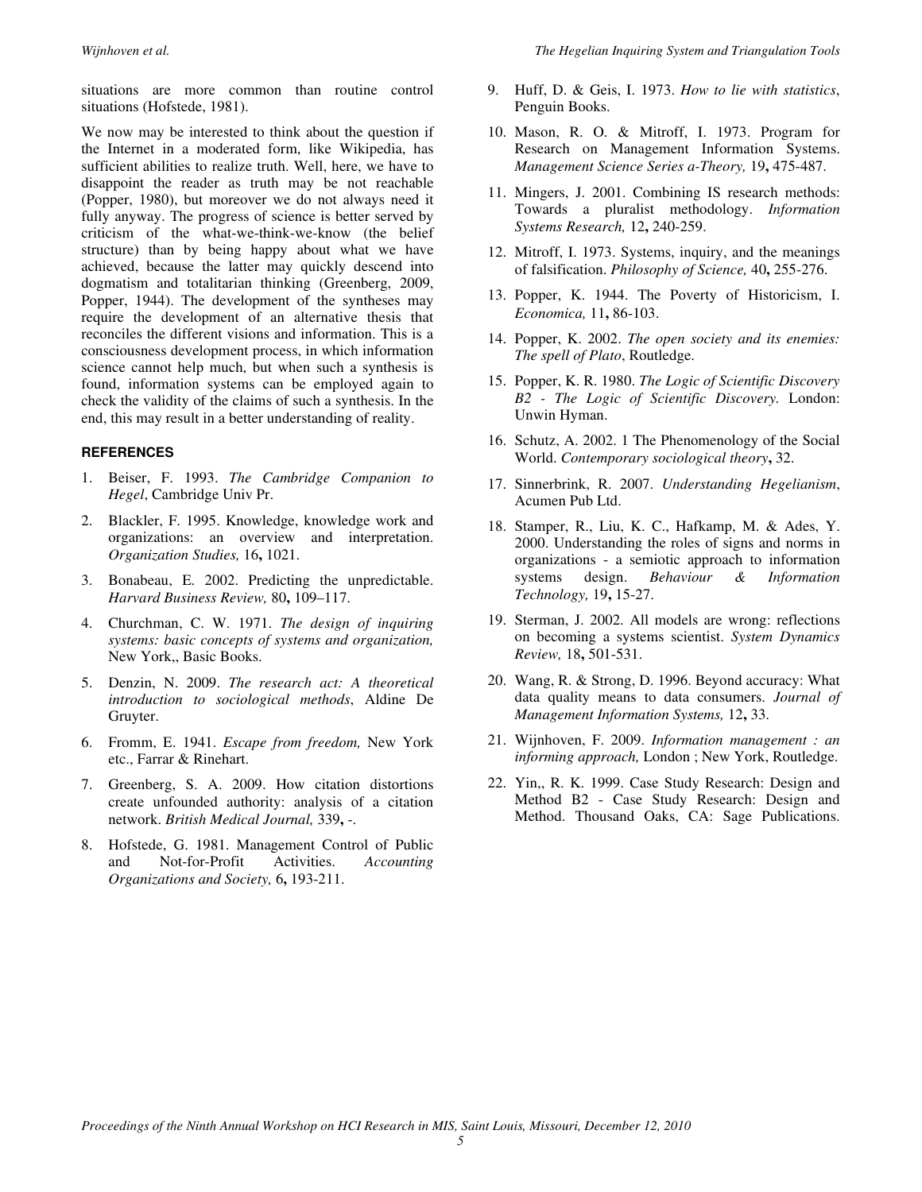situations are more common than routine control situations (Hofstede, 1981).

We now may be interested to think about the question if the Internet in a moderated form, like Wikipedia, has sufficient abilities to realize truth. Well, here, we have to disappoint the reader as truth may be not reachable (Popper, 1980), but moreover we do not always need it fully anyway. The progress of science is better served by criticism of the what-we-think-we-know (the belief structure) than by being happy about what we have achieved, because the latter may quickly descend into dogmatism and totalitarian thinking (Greenberg, 2009, Popper, 1944). The development of the syntheses may require the development of an alternative thesis that reconciles the different visions and information. This is a consciousness development process, in which information science cannot help much, but when such a synthesis is found, information systems can be employed again to check the validity of the claims of such a synthesis. In the end, this may result in a better understanding of reality.

## REFERENCES

1. Beiser, F. 1993. *The Cambridge Companion to Hegel*, Cambridge Univ Pr.
2. Blackler, F. 1995. Knowledge, knowledge work and organizations: an overview and interpretation. *Organization Studies,* 16**,** 1021.
3. Bonabeau, E. 2002. Predicting the unpredictable. *Harvard Business Review,* 80**,** 109–117.
4. Churchman, C. W. 1971. *The design of inquiring systems: basic concepts of systems and organization,* New York,, Basic Books.
5. Denzin, N. 2009. *The research act: A theoretical introduction to sociological methods*, Aldine De Gruyter.
6. Fromm, E. 1941. *Escape from freedom,* New York etc., Farrar & Rinehart.
7. Greenberg, S. A. 2009. How citation distortions create unfounded authority: analysis of a citation network. *British Medical Journal,* 339**,** -.
8. Hofstede, G. 1981. Management Control of Public and Not-for-Profit Activities. *Accounting Organizations and Society,* 6**,** 193-211.
9. Huff, D. & Geis, I. 1973. *How to lie with statistics*, Penguin Books.
10. Mason, R. O. & Mitroff, I. 1973. Program for Research on Management Information Systems. *Management Science Series a-Theory,* 19**,** 475-487.
11. Mingers, J. 2001. Combining IS research methods: Towards a pluralist methodology. *Information Systems Research,* 12**,** 240-259.
12. Mitroff, I. 1973. Systems, inquiry, and the meanings of falsification. *Philosophy of Science,* 40**,** 255-276.
13. Popper, K. 1944. The Poverty of Historicism, I. *Economica,* 11**,** 86-103.
14. Popper, K. 2002. *The open society and its enemies: The spell of Plato*, Routledge.
15. Popper, K. R. 1980. *The Logic of Scientific Discovery B2 - The Logic of Scientific Discovery.* London: Unwin Hyman.
16. Schutz, A. 2002. 1 The Phenomenology of the Social World. *Contemporary sociological theory***,** 32.
17. Sinnerbrink, R. 2007. *Understanding Hegelianism*, Acumen Pub Ltd.
18. Stamper, R., Liu, K. C., Hafkamp, M. & Ades, Y. 2000. Understanding the roles of signs and norms in organizations - a semiotic approach to information systems design. *Behaviour & Information Technology,* 19**,** 15-27.
19. Sterman, J. 2002. All models are wrong: reflections on becoming a systems scientist. *System Dynamics Review,* 18**,** 501-531.
20. Wang, R. & Strong, D. 1996. Beyond accuracy: What data quality means to data consumers. *Journal of Management Information Systems,* 12**,** 33.
21. Wijnhoven, F. 2009. *Information management : an informing approach,* London ; New York, Routledge.
22. Yin,, R. K. 1999. Case Study Research: Design and Method B2 - Case Study Research: Design and Method. Thousand Oaks, CA: Sage Publications.